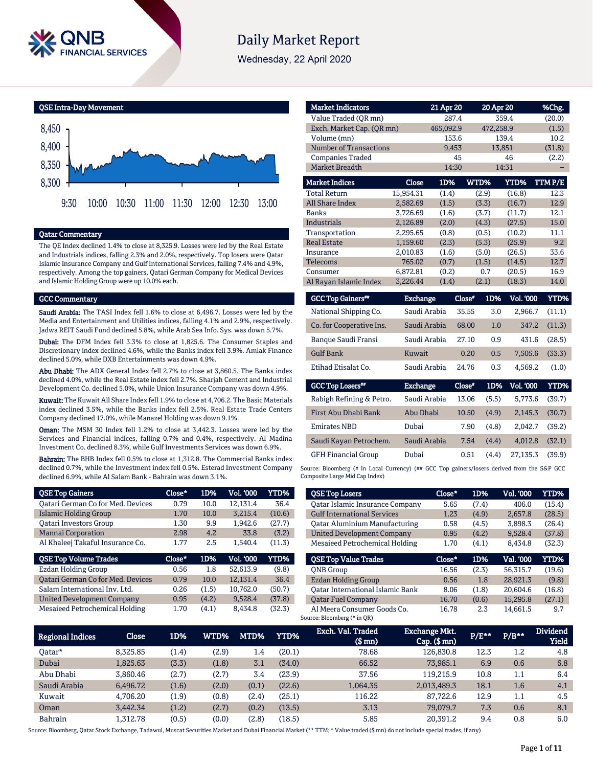# Daily Market Report

Wednesday, 22 April 2020

## QSE Intra-Day Movement

## Qatar Commentary

The QE Index declined 1.4% to close at 8,325.9. Losses were led by the Real Estate and Industrials indices, falling 2.3% and 2.0%, respectively. Top losers were Qatar Islamic Insurance Company and Gulf International Services, falling 7.4% and 4.9%, respectively. Among the top gainers, Qatari German Company for Medical Devices and Islamic Holding Group were up 10.0% each.

## GCC Commentary

**Saudi Arabia:** The TASI Index fell 1.6% to close at 6,496.7. Losses were led by the Media and Entertainment and Utilities indices, falling 4.1% and 2.9%, respectively. Jadwa REIT Saudi Fund declined 5.8%, while Arab Sea Info. Sys. was down 5.7%.

**Dubai:** The DFM Index fell 3.3% to close at 1,825.6. The Consumer Staples and Discretionary index declined 4.6%, while the Banks index fell 3.9%. Amlak Finance declined 5.0%, while DXB Entertainments was down 4.9%.

**Abu Dhabi:** The ADX General Index fell 2.7% to close at 3,860.5. The Banks index declined 4.0%, while the Real Estate index fell 2.7%. Sharjah Cement and Industrial Development Co. declined 5.0%, while Union Insurance Company was down 4.9%.

**Kuwait:** The Kuwait All Share Index fell 1.9% to close at 4,706.2. The Basic Materials index declined 3.5%, while the Banks index fell 2.5%. Real Estate Trade Centers Company declined 17.0%, while Manazel Holding was down 9.1%.

**Oman:** The MSM 30 Index fell 1.2% to close at 3,442.3. Losses were led by the Services and Financial indices, falling 0.7% and 0.4%, respectively. Al Madina Investment Co. declined 8.3%, while Gulf Investments Services was down 6.9%.

**Bahrain:** The BHB Index fell 0.5% to close at 1,312.8. The Commercial Banks index declined 0.7%, while the Investment index fell 0.5%. Esterad Investment Company declined 6.9%, while Al Salam Bank - Bahrain was down 3.1%.

| Market Indicators | 21 Apr 20 | 20 Apr 20 | %Chg. |
|---|---|---|---|
| Value Traded (QR mn) | 287.4 | 359.4 | (20.0) |
| Exch. Market Cap. (QR mn) | 465,092.9 | 472,258.9 | (1.5) |
| Volume (mn) | 153.6 | 139.4 | 10.2 |
| Number of Transactions | 9,453 | 13,851 | (31.8) |
| Companies Traded | 45 | 46 | (2.2) |
| Market Breadth | 14:30 | 14:31 | – |

| Market Indices | Close | 1D% | WTD% | YTD% | TTM P/E |
|---|---|---|---|---|---|
| Total Return | 15,954.31 | (1.4) | (2.9) | (16.8) | 12.3 |
| All Share Index | 2,582.69 | (1.5) | (3.3) | (16.7) | 12.9 |
| Banks | 3,726.69 | (1.6) | (3.7) | (11.7) | 12.1 |
| Industrials | 2,126.89 | (2.0) | (4.3) | (27.5) | 15.0 |
| Transportation | 2,295.65 | (0.8) | (0.5) | (10.2) | 11.1 |
| Real Estate | 1,159.60 | (2.3) | (5.3) | (25.9) | 9.2 |
| Insurance | 2,010.83 | (1.6) | (5.0) | (26.5) | 33.6 |
| Telecoms | 765.02 | (0.7) | (1.5) | (14.5) | 12.7 |
| Consumer | 6,872.81 | (0.2) | 0.7 | (20.5) | 16.9 |
| Al Rayan Islamic Index | 3,226.44 | (1.4) | (2.1) | (18.3) | 14.0 |

| GCC Top Gainers## | Exchange | Close# | 1D% | Vol. '000 | YTD% |
|---|---|---|---|---|---|
| National Shipping Co. | Saudi Arabia | 35.55 | 3.0 | 2,966.7 | (11.1) |
| Co. for Cooperative Ins. | Saudi Arabia | 68.00 | 1.0 | 347.2 | (11.3) |
| Banque Saudi Fransi | Saudi Arabia | 27.10 | 0.9 | 431.6 | (28.5) |
| Gulf Bank | Kuwait | 0.20 | 0.5 | 7,505.6 | (33.3) |
| Etihad Etisalat Co. | Saudi Arabia | 24.76 | 0.3 | 4,569.2 | (1.0) |

| GCC Top Losers## | Exchange | Close# | 1D% | Vol. '000 | YTD% |
|---|---|---|---|---|---|
| Rabigh Refining & Petro. | Saudi Arabia | 13.06 | (5.5) | 5,773.6 | (39.7) |
| First Abu Dhabi Bank | Abu Dhabi | 10.50 | (4.9) | 2,145.3 | (30.7) |
| Emirates NBD | Dubai | 7.90 | (4.8) | 2,042.7 | (39.2) |
| Saudi Kayan Petrochem. | Saudi Arabia | 7.54 | (4.4) | 4,012.8 | (32.1) |
| GFH Financial Group | Dubai | 0.51 | (4.4) | 27,135.3 | (39.9) |

Source: Bloomberg (# in Local Currency) (## GCC Top gainers/losers derived from the S&P GCC Composite Large Mid Cap Index)

| QSE Top Gainers | Close* | 1D% | Vol. '000 | YTD% |
|---|---|---|---|---|
| Qatari German Co for Med. Devices | 0.79 | 10.0 | 12,131.4 | 36.4 |
| Islamic Holding Group | 1.70 | 10.0 | 3,215.4 | (10.6) |
| Qatari Investors Group | 1.30 | 9.9 | 1,942.6 | (27.7) |
| Mannai Corporation | 2.98 | 4.2 | 33.8 | (3.2) |
| Al Khaleej Takaful Insurance Co. | 1.77 | 2.5 | 1,540.4 | (11.3) |

| QSE Top Losers | Close* | 1D% | Vol. '000 | YTD% |
|---|---|---|---|---|
| Qatar Islamic Insurance Company | 5.65 | (7.4) | 406.0 | (15.4) |
| Gulf International Services | 1.23 | (4.9) | 2,657.8 | (28.5) |
| Qatar Aluminium Manufacturing | 0.58 | (4.5) | 3,898.3 | (26.4) |
| United Development Company | 0.95 | (4.2) | 9,528.4 | (37.8) |
| Mesaieed Petrochemical Holding | 1.70 | (4.1) | 8,434.8 | (32.3) |

| QSE Top Volume Trades | Close* | 1D% | Vol. '000 | YTD% |
|---|---|---|---|---|
| Ezdan Holding Group | 0.56 | 1.8 | 52,613.9 | (9.8) |
| Qatari German Co for Med. Devices | 0.79 | 10.0 | 12,131.4 | 36.4 |
| Salam International Inv. Ltd. | 0.26 | (1.5) | 10,762.0 | (50.7) |
| United Development Company | 0.95 | (4.2) | 9,528.4 | (37.8) |
| Mesaieed Petrochemical Holding | 1.70 | (4.1) | 8,434.8 | (32.3) |

| QSE Top Value Trades | Close* | 1D% | Val. '000 | YTD% |
|---|---|---|---|---|
| QNB Group | 16.56 | (2.3) | 56,315.7 | (19.6) |
| Ezdan Holding Group | 0.56 | 1.8 | 28,921.3 | (9.8) |
| Qatar International Islamic Bank | 8.06 | (1.8) | 20,604.6 | (16.8) |
| Qatar Fuel Company | 16.70 | (0.6) | 15,295.8 | (27.1) |
| Al Meera Consumer Goods Co. | 16.78 | 2.3 | 14,661.5 | 9.7 |

Source: Bloomberg (* in QR)

| Regional Indices | Close | 1D% | WTD% | MTD% | YTD% | Exch. Val. Traded ($ mn) | Exchange Mkt. Cap. ($ mn) | P/E** | P/B** | Dividend Yield |
|---|---|---|---|---|---|---|---|---|---|---|
| Qatar* | 8,325.85 | (1.4) | (2.9) | 1.4 | (20.1) | 78.68 | 126,830.8 | 12.3 | 1.2 | 4.8 |
| Dubai | 1,825.63 | (3.3) | (1.8) | 3.1 | (34.0) | 66.52 | 73,985.1 | 6.9 | 0.6 | 6.8 |
| Abu Dhabi | 3,860.46 | (2.7) | (2.7) | 3.4 | (23.9) | 37.56 | 119,215.9 | 10.8 | 1.1 | 6.4 |
| Saudi Arabia | 6,496.72 | (1.6) | (2.0) | (0.1) | (22.6) | 1,064.35 | 2,013,489.3 | 18.1 | 1.6 | 4.1 |
| Kuwait | 4,706.20 | (1.9) | (0.8) | (2.4) | (25.1) | 116.22 | 87,722.6 | 12.9 | 1.1 | 4.5 |
| Oman | 3,442.34 | (1.2) | (2.7) | (0.2) | (13.5) | 3.13 | 79,079.7 | 7.3 | 0.6 | 8.1 |
| Bahrain | 1,312.78 | (0.5) | (0.0) | (2.8) | (18.5) | 5.85 | 20,391.2 | 9.4 | 0.8 | 6.0 |

Source: Bloomberg, Qatar Stock Exchange, Tadawul, Muscat Securities Market and Dubai Financial Market (** TTM; * Value traded ($ mn) do not include special trades, if any)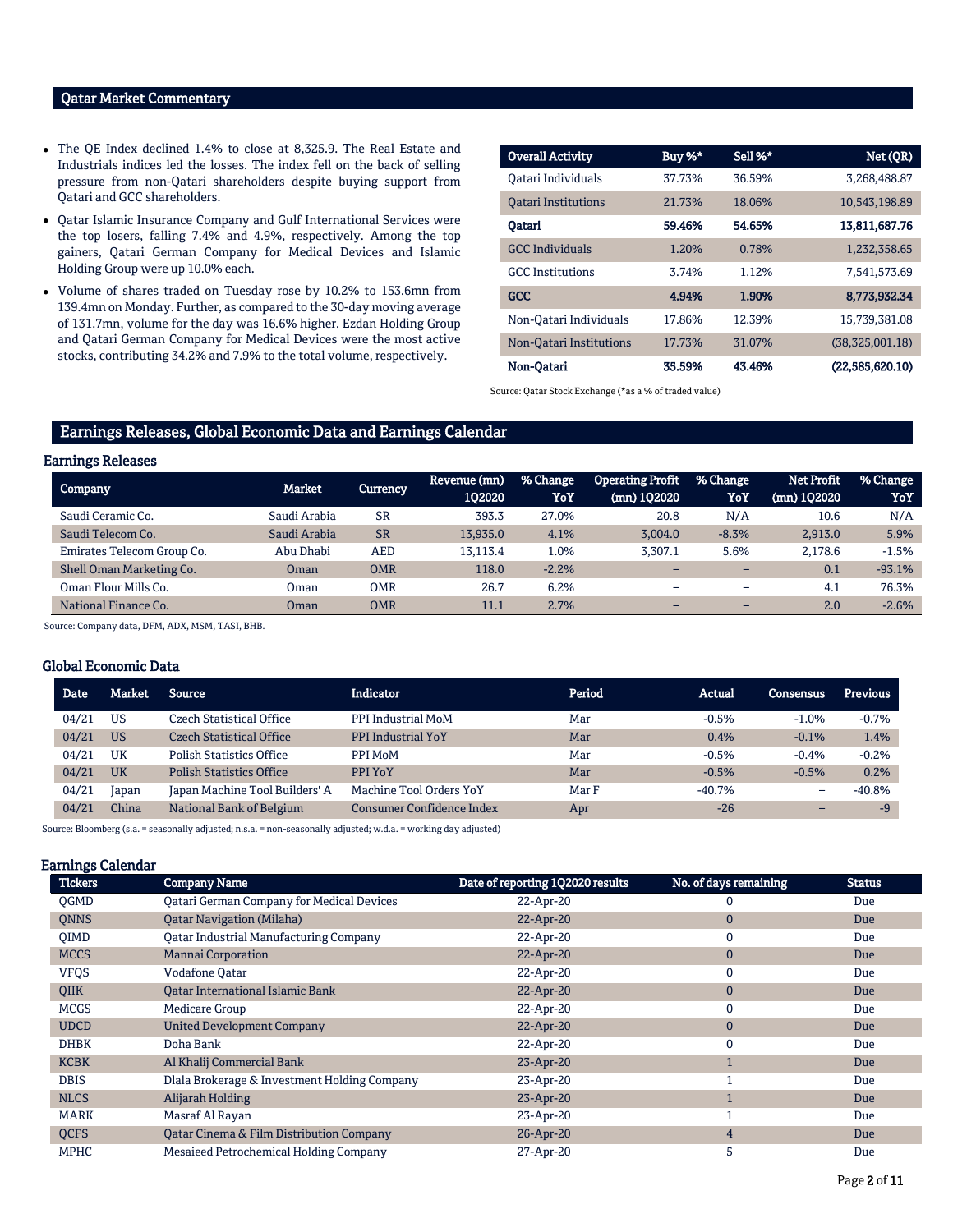## Qatar Market Commentary

- The QE Index declined 1.4% to close at 8,325.9. The Real Estate and Industrials indices led the losses. The index fell on the back of selling pressure from non-Qatari shareholders despite buying support from Qatari and GCC shareholders.
- Qatar Islamic Insurance Company and Gulf International Services were the top losers, falling 7.4% and 4.9%, respectively. Among the top gainers, Qatari German Company for Medical Devices and Islamic Holding Group were up 10.0% each.
- Volume of shares traded on Tuesday rose by 10.2% to 153.6mn from 139.4mn on Monday. Further, as compared to the 30-day moving average of 131.7mn, volume for the day was 16.6% higher. Ezdan Holding Group and Qatari German Company for Medical Devices were the most active stocks, contributing 34.2% and 7.9% to the total volume, respectively.

| Overall Activity | Buy %* | Sell %* | Net (QR) |
|---|---|---|---|
| Qatari Individuals | 37.73% | 36.59% | 3,268,488.87 |
| Qatari Institutions | 21.73% | 18.06% | 10,543,198.89 |
| **Qatari** | **59.46%** | **54.65%** | **13,811,687.76** |
| GCC Individuals | 1.20% | 0.78% | 1,232,358.65 |
| GCC Institutions | 3.74% | 1.12% | 7,541,573.69 |
| **GCC** | **4.94%** | **1.90%** | **8,773,932.34** |
| Non-Qatari Individuals | 17.86% | 12.39% | 15,739,381.08 |
| Non-Qatari Institutions | 17.73% | 31.07% | (38,325,001.18) |
| **Non-Qatari** | **35.59%** | **43.46%** | **(22,585,620.10)** |

Source: Qatar Stock Exchange (*as a % of traded value)

## Earnings Releases, Global Economic Data and Earnings Calendar

### Earnings Releases

| Company | Market | Currency | Revenue (mn) 1Q2020 | % Change YoY | Operating Profit (mn) 1Q2020 | % Change YoY | Net Profit (mn) 1Q2020 | % Change YoY |
|---|---|---|---|---|---|---|---|---|
| Saudi Ceramic Co. | Saudi Arabia | SR | 393.3 | 27.0% | 20.8 | N/A | 10.6 | N/A |
| Saudi Telecom Co. | Saudi Arabia | SR | 13,935.0 | 4.1% | 3,004.0 | -8.3% | 2,913.0 | 5.9% |
| Emirates Telecom Group Co. | Abu Dhabi | AED | 13,113.4 | 1.0% | 3,307.1 | 5.6% | 2,178.6 | -1.5% |
| Shell Oman Marketing Co. | Oman | OMR | 118.0 | -2.2% | – | – | 0.1 | -93.1% |
| Oman Flour Mills Co. | Oman | OMR | 26.7 | 6.2% | – | – | 4.1 | 76.3% |
| National Finance Co. | Oman | OMR | 11.1 | 2.7% | – | – | 2.0 | -2.6% |

Source: Company data, DFM, ADX, MSM, TASI, BHB.

### Global Economic Data

| Date | Market | Source | Indicator | Period | Actual | Consensus | Previous |
|---|---|---|---|---|---|---|---|
| 04/21 | US | Czech Statistical Office | PPI Industrial MoM | Mar | -0.5% | -1.0% | -0.7% |
| 04/21 | US | Czech Statistical Office | PPI Industrial YoY | Mar | 0.4% | -0.1% | 1.4% |
| 04/21 | UK | Polish Statistics Office | PPI MoM | Mar | -0.5% | -0.4% | -0.2% |
| 04/21 | UK | Polish Statistics Office | PPI YoY | Mar | -0.5% | -0.5% | 0.2% |
| 04/21 | Japan | Japan Machine Tool Builders' A | Machine Tool Orders YoY | Mar F | -40.7% | – | -40.8% |
| 04/21 | China | National Bank of Belgium | Consumer Confidence Index | Apr | -26 | – | -9 |

Source: Bloomberg (s.a. = seasonally adjusted; n.s.a. = non-seasonally adjusted; w.d.a. = working day adjusted)

### Earnings Calendar

| Tickers | Company Name | Date of reporting 1Q2020 results | No. of days remaining | Status |
|---|---|---|---|---|
| QGMD | Qatari German Company for Medical Devices | 22-Apr-20 | 0 | Due |
| QNNS | Qatar Navigation (Milaha) | 22-Apr-20 | 0 | Due |
| QIMD | Qatar Industrial Manufacturing Company | 22-Apr-20 | 0 | Due |
| MCCS | Mannai Corporation | 22-Apr-20 | 0 | Due |
| VFQS | Vodafone Qatar | 22-Apr-20 | 0 | Due |
| QIIK | Qatar International Islamic Bank | 22-Apr-20 | 0 | Due |
| MCGS | Medicare Group | 22-Apr-20 | 0 | Due |
| UDCD | United Development Company | 22-Apr-20 | 0 | Due |
| DHBK | Doha Bank | 22-Apr-20 | 0 | Due |
| KCBK | Al Khalij Commercial Bank | 23-Apr-20 | 1 | Due |
| DBIS | Dlala Brokerage & Investment Holding Company | 23-Apr-20 | 1 | Due |
| NLCS | Alijarah Holding | 23-Apr-20 | 1 | Due |
| MARK | Masraf Al Rayan | 23-Apr-20 | 1 | Due |
| QCFS | Qatar Cinema & Film Distribution Company | 26-Apr-20 | 4 | Due |
| MPHC | Mesaieed Petrochemical Holding Company | 27-Apr-20 | 5 | Due |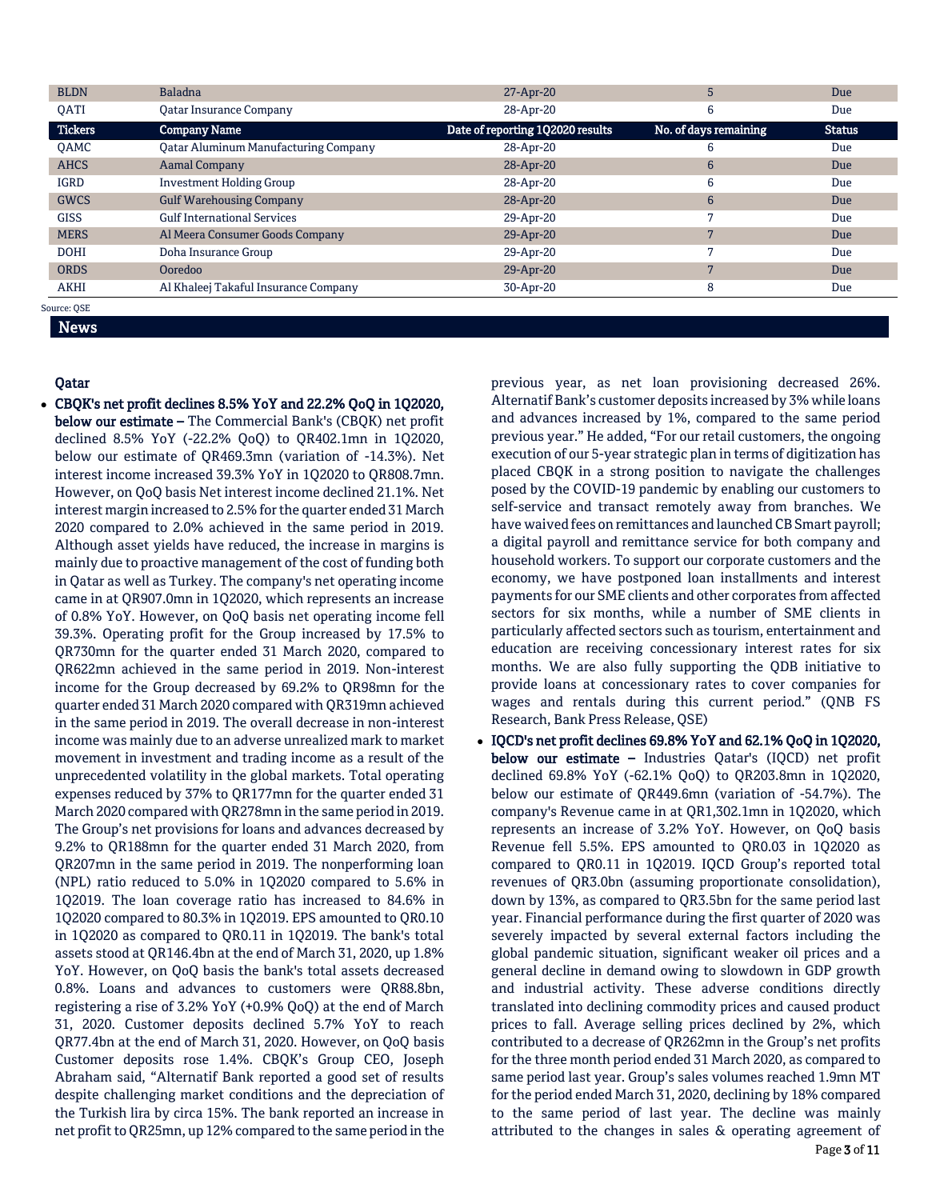| Tickers | Company Name | Date of reporting 1Q2020 results | No. of days remaining | Status |
|---|---|---|---|---|
| BLDN | Baladna | 27-Apr-20 | 5 | Due |
| QATI | Qatar Insurance Company | 28-Apr-20 | 6 | Due |
| QAMC | Qatar Aluminum Manufacturing Company | 28-Apr-20 | 6 | Due |
| AHCS | Aamal Company | 28-Apr-20 | 6 | Due |
| IGRD | Investment Holding Group | 28-Apr-20 | 6 | Due |
| GWCS | Gulf Warehousing Company | 28-Apr-20 | 6 | Due |
| GISS | Gulf International Services | 29-Apr-20 | 7 | Due |
| MERS | Al Meera Consumer Goods Company | 29-Apr-20 | 7 | Due |
| DOHI | Doha Insurance Group | 29-Apr-20 | 7 | Due |
| ORDS | Ooredoo | 29-Apr-20 | 7 | Due |
| AKHI | Al Khaleej Takaful Insurance Company | 30-Apr-20 | 8 | Due |

Source: QSE

## News

### Qatar

- **CBQK's net profit declines 8.5% YoY and 22.2% QoQ in 1Q2020, below our estimate –** The Commercial Bank's (CBQK) net profit declined 8.5% YoY (-22.2% QoQ) to QR402.1mn in 1Q2020, below our estimate of QR469.3mn (variation of -14.3%). Net interest income increased 39.3% YoY in 1Q2020 to QR808.7mn. However, on QoQ basis Net interest income declined 21.1%. Net interest margin increased to 2.5% for the quarter ended 31 March 2020 compared to 2.0% achieved in the same period in 2019. Although asset yields have reduced, the increase in margins is mainly due to proactive management of the cost of funding both in Qatar as well as Turkey. The company's net operating income came in at QR907.0mn in 1Q2020, which represents an increase of 0.8% YoY. However, on QoQ basis net operating income fell 39.3%. Operating profit for the Group increased by 17.5% to QR730mn for the quarter ended 31 March 2020, compared to QR622mn achieved in the same period in 2019. Non-interest income for the Group decreased by 69.2% to QR98mn for the quarter ended 31 March 2020 compared with QR319mn achieved in the same period in 2019. The overall decrease in non-interest income was mainly due to an adverse unrealized mark to market movement in investment and trading income as a result of the unprecedented volatility in the global markets. Total operating expenses reduced by 37% to QR177mn for the quarter ended 31 March 2020 compared with QR278mn in the same period in 2019. The Group's net provisions for loans and advances decreased by 9.2% to QR188mn for the quarter ended 31 March 2020, from QR207mn in the same period in 2019. The nonperforming loan (NPL) ratio reduced to 5.0% in 1Q2020 compared to 5.6% in 1Q2019. The loan coverage ratio has increased to 84.6% in 1Q2020 compared to 80.3% in 1Q2019. EPS amounted to QR0.10 in 1Q2020 as compared to QR0.11 in 1Q2019. The bank's total assets stood at QR146.4bn at the end of March 31, 2020, up 1.8% YoY. However, on QoQ basis the bank's total assets decreased 0.8%. Loans and advances to customers were QR88.8bn, registering a rise of 3.2% YoY (+0.9% QoQ) at the end of March 31, 2020. Customer deposits declined 5.7% YoY to reach QR77.4bn at the end of March 31, 2020. However, on QoQ basis Customer deposits rose 1.4%. CBQK's Group CEO, Joseph Abraham said, "Alternatif Bank reported a good set of results despite challenging market conditions and the depreciation of the Turkish lira by circa 15%. The bank reported an increase in net profit to QR25mn, up 12% compared to the same period in the previous year, as net loan provisioning decreased 26%. Alternatif Bank's customer deposits increased by 3% while loans and advances increased by 1%, compared to the same period previous year." He added, "For our retail customers, the ongoing execution of our 5-year strategic plan in terms of digitization has placed CBQK in a strong position to navigate the challenges posed by the COVID-19 pandemic by enabling our customers to self-service and transact remotely away from branches. We have waived fees on remittances and launched CB Smart payroll; a digital payroll and remittance service for both company and household workers. To support our corporate customers and the economy, we have postponed loan installments and interest payments for our SME clients and other corporates from affected sectors for six months, while a number of SME clients in particularly affected sectors such as tourism, entertainment and education are receiving concessionary interest rates for six months. We are also fully supporting the QDB initiative to provide loans at concessionary rates to cover companies for wages and rentals during this current period." (QNB FS Research, Bank Press Release, QSE)
- **IQCD's net profit declines 69.8% YoY and 62.1% QoQ in 1Q2020, below our estimate –** Industries Qatar's (IQCD) net profit declined 69.8% YoY (-62.1% QoQ) to QR203.8mn in 1Q2020, below our estimate of QR449.6mn (variation of -54.7%). The company's Revenue came in at QR1,302.1mn in 1Q2020, which represents an increase of 3.2% YoY. However, on QoQ basis Revenue fell 5.5%. EPS amounted to QR0.03 in 1Q2020 as compared to QR0.11 in 1Q2019. IQCD Group's reported total revenues of QR3.0bn (assuming proportionate consolidation), down by 13%, as compared to QR3.5bn for the same period last year. Financial performance during the first quarter of 2020 was severely impacted by several external factors including the global pandemic situation, significant weaker oil prices and a general decline in demand owing to slowdown in GDP growth and industrial activity. These adverse conditions directly translated into declining commodity prices and caused product prices to fall. Average selling prices declined by 2%, which contributed to a decrease of QR262mn in the Group's net profits for the three month period ended 31 March 2020, as compared to same period last year. Group's sales volumes reached 1.9mn MT for the period ended March 31, 2020, declining by 18% compared to the same period of last year. The decline was mainly attributed to the changes in sales & operating agreement of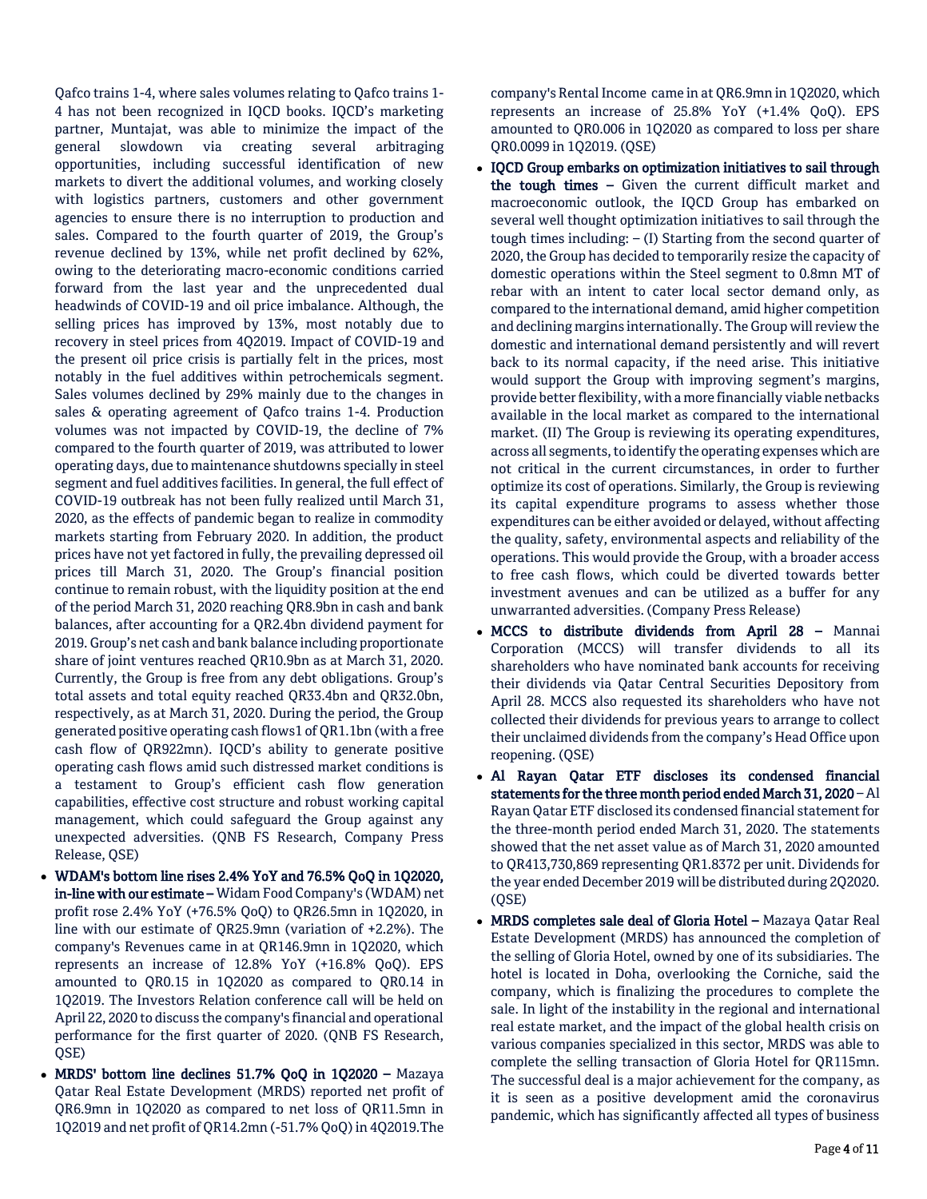Qafco trains 1-4, where sales volumes relating to Qafco trains 1-4 has not been recognized in IQCD books. IQCD's marketing partner, Muntajat, was able to minimize the impact of the general slowdown via creating several arbitraging opportunities, including successful identification of new markets to divert the additional volumes, and working closely with logistics partners, customers and other government agencies to ensure there is no interruption to production and sales. Compared to the fourth quarter of 2019, the Group's revenue declined by 13%, while net profit declined by 62%, owing to the deteriorating macro-economic conditions carried forward from the last year and the unprecedented dual headwinds of COVID-19 and oil price imbalance. Although, the selling prices has improved by 13%, most notably due to recovery in steel prices from 4Q2019. Impact of COVID-19 and the present oil price crisis is partially felt in the prices, most notably in the fuel additives within petrochemicals segment. Sales volumes declined by 29% mainly due to the changes in sales & operating agreement of Qafco trains 1-4. Production volumes was not impacted by COVID-19, the decline of 7% compared to the fourth quarter of 2019, was attributed to lower operating days, due to maintenance shutdowns specially in steel segment and fuel additives facilities. In general, the full effect of COVID-19 outbreak has not been fully realized until March 31, 2020, as the effects of pandemic began to realize in commodity markets starting from February 2020. In addition, the product prices have not yet factored in fully, the prevailing depressed oil prices till March 31, 2020. The Group's financial position continue to remain robust, with the liquidity position at the end of the period March 31, 2020 reaching QR8.9bn in cash and bank balances, after accounting for a QR2.4bn dividend payment for 2019. Group's net cash and bank balance including proportionate share of joint ventures reached QR10.9bn as at March 31, 2020. Currently, the Group is free from any debt obligations. Group's total assets and total equity reached QR33.4bn and QR32.0bn, respectively, as at March 31, 2020. During the period, the Group generated positive operating cash flows1 of QR1.1bn (with a free cash flow of QR922mn). IQCD's ability to generate positive operating cash flows amid such distressed market conditions is a testament to Group's efficient cash flow generation capabilities, effective cost structure and robust working capital management, which could safeguard the Group against any unexpected adversities. (QNB FS Research, Company Press Release, QSE)

- **WDAM's bottom line rises 2.4% YoY and 76.5% QoQ in 1Q2020, in-line with our estimate –** Widam Food Company's (WDAM) net profit rose 2.4% YoY (+76.5% QoQ) to QR26.5mn in 1Q2020, in line with our estimate of QR25.9mn (variation of +2.2%). The company's Revenues came in at QR146.9mn in 1Q2020, which represents an increase of 12.8% YoY (+16.8% QoQ). EPS amounted to QR0.15 in 1Q2020 as compared to QR0.14 in 1Q2019. The Investors Relation conference call will be held on April 22, 2020 to discuss the company's financial and operational performance for the first quarter of 2020. (QNB FS Research, QSE)
- **MRDS' bottom line declines 51.7% QoQ in 1Q2020 –** Mazaya Qatar Real Estate Development (MRDS) reported net profit of QR6.9mn in 1Q2020 as compared to net loss of QR11.5mn in 1Q2019 and net profit of QR14.2mn (-51.7% QoQ) in 4Q2019. The company's Rental Income came in at QR6.9mn in 1Q2020, which represents an increase of 25.8% YoY (+1.4% QoQ). EPS amounted to QR0.006 in 1Q2020 as compared to loss per share QR0.0099 in 1Q2019. (QSE)
- **IQCD Group embarks on optimization initiatives to sail through the tough times –** Given the current difficult market and macroeconomic outlook, the IQCD Group has embarked on several well thought optimization initiatives to sail through the tough times including: – (I) Starting from the second quarter of 2020, the Group has decided to temporarily resize the capacity of domestic operations within the Steel segment to 0.8mn MT of rebar with an intent to cater local sector demand only, as compared to the international demand, amid higher competition and declining margins internationally. The Group will review the domestic and international demand persistently and will revert back to its normal capacity, if the need arise. This initiative would support the Group with improving segment's margins, provide better flexibility, with a more financially viable netbacks available in the local market as compared to the international market. (II) The Group is reviewing its operating expenditures, across all segments, to identify the operating expenses which are not critical in the current circumstances, in order to further optimize its cost of operations. Similarly, the Group is reviewing its capital expenditure programs to assess whether those expenditures can be either avoided or delayed, without affecting the quality, safety, environmental aspects and reliability of the operations. This would provide the Group, with a broader access to free cash flows, which could be diverted towards better investment avenues and can be utilized as a buffer for any unwarranted adversities. (Company Press Release)
- **MCCS to distribute dividends from April 28 –** Mannai Corporation (MCCS) will transfer dividends to all its shareholders who have nominated bank accounts for receiving their dividends via Qatar Central Securities Depository from April 28. MCCS also requested its shareholders who have not collected their dividends for previous years to arrange to collect their unclaimed dividends from the company's Head Office upon reopening. (QSE)
- **Al Rayan Qatar ETF discloses its condensed financial statements for the three month period ended March 31, 2020 –** Al Rayan Qatar ETF disclosed its condensed financial statement for the three-month period ended March 31, 2020. The statements showed that the net asset value as of March 31, 2020 amounted to QR413,730,869 representing QR1.8372 per unit. Dividends for the year ended December 2019 will be distributed during 2Q2020. (QSE)
- **MRDS completes sale deal of Gloria Hotel –** Mazaya Qatar Real Estate Development (MRDS) has announced the completion of the selling of Gloria Hotel, owned by one of its subsidiaries. The hotel is located in Doha, overlooking the Corniche, said the company, which is finalizing the procedures to complete the sale. In light of the instability in the regional and international real estate market, and the impact of the global health crisis on various companies specialized in this sector, MRDS was able to complete the selling transaction of Gloria Hotel for QR115mn. The successful deal is a major achievement for the company, as it is seen as a positive development amid the coronavirus pandemic, which has significantly affected all types of business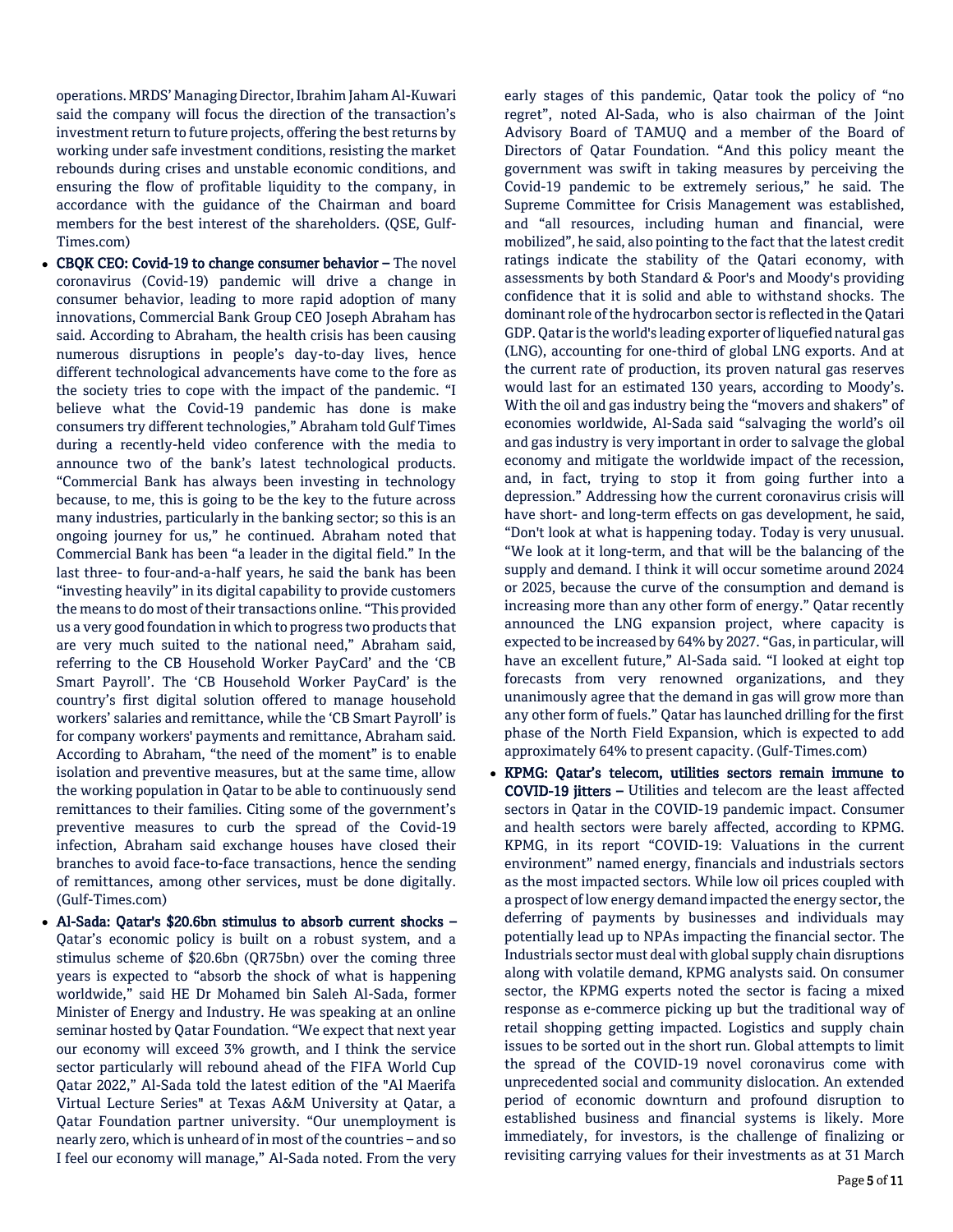operations. MRDS' Managing Director, Ibrahim Jaham Al-Kuwari said the company will focus the direction of the transaction's investment return to future projects, offering the best returns by working under safe investment conditions, resisting the market rebounds during crises and unstable economic conditions, and ensuring the flow of profitable liquidity to the company, in accordance with the guidance of the Chairman and board members for the best interest of the shareholders. (QSE, Gulf-Times.com)

- **CBQK CEO: Covid-19 to change consumer behavior –** The novel coronavirus (Covid-19) pandemic will drive a change in consumer behavior, leading to more rapid adoption of many innovations, Commercial Bank Group CEO Joseph Abraham has said. According to Abraham, the health crisis has been causing numerous disruptions in people's day-to-day lives, hence different technological advancements have come to the fore as the society tries to cope with the impact of the pandemic. "I believe what the Covid-19 pandemic has done is make consumers try different technologies," Abraham told Gulf Times during a recently-held video conference with the media to announce two of the bank's latest technological products. "Commercial Bank has always been investing in technology because, to me, this is going to be the key to the future across many industries, particularly in the banking sector; so this is an ongoing journey for us," he continued. Abraham noted that Commercial Bank has been "a leader in the digital field." In the last three- to four-and-a-half years, he said the bank has been "investing heavily" in its digital capability to provide customers the means to do most of their transactions online. "This provided us a very good foundation in which to progress two products that are very much suited to the national need," Abraham said, referring to the CB Household Worker PayCard' and the 'CB Smart Payroll'. The 'CB Household Worker PayCard' is the country's first digital solution offered to manage household workers' salaries and remittance, while the 'CB Smart Payroll' is for company workers' payments and remittance, Abraham said. According to Abraham, "the need of the moment" is to enable isolation and preventive measures, but at the same time, allow the working population in Qatar to be able to continuously send remittances to their families. Citing some of the government's preventive measures to curb the spread of the Covid-19 infection, Abraham said exchange houses have closed their branches to avoid face-to-face transactions, hence the sending of remittances, among other services, must be done digitally. (Gulf-Times.com)

- **Al-Sada: Qatar's $20.6bn stimulus to absorb current shocks –** Qatar's economic policy is built on a robust system, and a stimulus scheme of $20.6bn (QR75bn) over the coming three years is expected to "absorb the shock of what is happening worldwide," said HE Dr Mohamed bin Saleh Al-Sada, former Minister of Energy and Industry. He was speaking at an online seminar hosted by Qatar Foundation. "We expect that next year our economy will exceed 3% growth, and I think the service sector particularly will rebound ahead of the FIFA World Cup Qatar 2022," Al-Sada told the latest edition of the "Al Maerifa Virtual Lecture Series" at Texas A&M University at Qatar, a Qatar Foundation partner university. "Our unemployment is nearly zero, which is unheard of in most of the countries – and so I feel our economy will manage," Al-Sada noted. From the very early stages of this pandemic, Qatar took the policy of "no regret", noted Al-Sada, who is also chairman of the Joint Advisory Board of TAMUQ and a member of the Board of Directors of Qatar Foundation. "And this policy meant the government was swift in taking measures by perceiving the Covid-19 pandemic to be extremely serious," he said. The Supreme Committee for Crisis Management was established, and "all resources, including human and financial, were mobilized", he said, also pointing to the fact that the latest credit ratings indicate the stability of the Qatari economy, with assessments by both Standard & Poor's and Moody's providing confidence that it is solid and able to withstand shocks. The dominant role of the hydrocarbon sector is reflected in the Qatari GDP. Qatar is the world's leading exporter of liquefied natural gas (LNG), accounting for one-third of global LNG exports. And at the current rate of production, its proven natural gas reserves would last for an estimated 130 years, according to Moody's. With the oil and gas industry being the "movers and shakers" of economies worldwide, Al-Sada said "salvaging the world's oil and gas industry is very important in order to salvage the global economy and mitigate the worldwide impact of the recession, and, in fact, trying to stop it from going further into a depression." Addressing how the current coronavirus crisis will have short- and long-term effects on gas development, he said, "Don't look at what is happening today. Today is very unusual. "We look at it long-term, and that will be the balancing of the supply and demand. I think it will occur sometime around 2024 or 2025, because the curve of the consumption and demand is increasing more than any other form of energy." Qatar recently announced the LNG expansion project, where capacity is expected to be increased by 64% by 2027. "Gas, in particular, will have an excellent future," Al-Sada said. "I looked at eight top forecasts from very renowned organizations, and they unanimously agree that the demand in gas will grow more than any other form of fuels." Qatar has launched drilling for the first phase of the North Field Expansion, which is expected to add approximately 64% to present capacity. (Gulf-Times.com)

- **KPMG: Qatar's telecom, utilities sectors remain immune to COVID-19 jitters –** Utilities and telecom are the least affected sectors in Qatar in the COVID-19 pandemic impact. Consumer and health sectors were barely affected, according to KPMG. KPMG, in its report "COVID-19: Valuations in the current environment" named energy, financials and industrials sectors as the most impacted sectors. While low oil prices coupled with a prospect of low energy demand impacted the energy sector, the deferring of payments by businesses and individuals may potentially lead up to NPAs impacting the financial sector. The Industrials sector must deal with global supply chain disruptions along with volatile demand, KPMG analysts said. On consumer sector, the KPMG experts noted the sector is facing a mixed response as e-commerce picking up but the traditional way of retail shopping getting impacted. Logistics and supply chain issues to be sorted out in the short run. Global attempts to limit the spread of the COVID-19 novel coronavirus come with unprecedented social and community dislocation. An extended period of economic downturn and profound disruption to established business and financial systems is likely. More immediately, for investors, is the challenge of finalizing or revisiting carrying values for their investments as at 31 March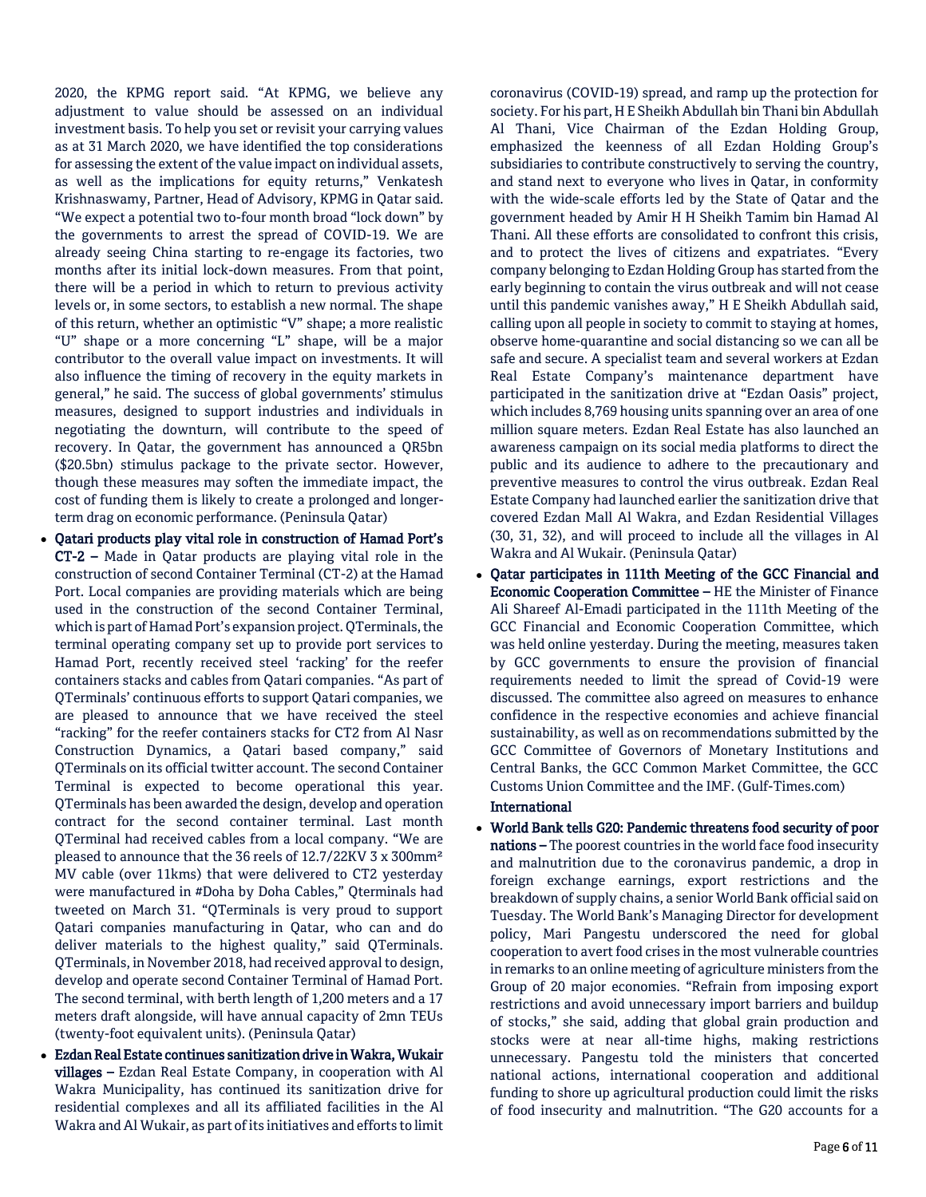2020, the KPMG report said. "At KPMG, we believe any adjustment to value should be assessed on an individual investment basis. To help you set or revisit your carrying values as at 31 March 2020, we have identified the top considerations for assessing the extent of the value impact on individual assets, as well as the implications for equity returns," Venkatesh Krishnaswamy, Partner, Head of Advisory, KPMG in Qatar said. "We expect a potential two to-four month broad "lock down" by the governments to arrest the spread of COVID-19. We are already seeing China starting to re-engage its factories, two months after its initial lock-down measures. From that point, there will be a period in which to return to previous activity levels or, in some sectors, to establish a new normal. The shape of this return, whether an optimistic "V" shape; a more realistic "U" shape or a more concerning "L" shape, will be a major contributor to the overall value impact on investments. It will also influence the timing of recovery in the equity markets in general," he said. The success of global governments' stimulus measures, designed to support industries and individuals in negotiating the downturn, will contribute to the speed of recovery. In Qatar, the government has announced a QR5bn ($20.5bn) stimulus package to the private sector. However, though these measures may soften the immediate impact, the cost of funding them is likely to create a prolonged and longer-term drag on economic performance. (Peninsula Qatar)

- **Qatari products play vital role in construction of Hamad Port's CT-2 –** Made in Qatar products are playing vital role in the construction of second Container Terminal (CT-2) at the Hamad Port. Local companies are providing materials which are being used in the construction of the second Container Terminal, which is part of Hamad Port's expansion project. QTerminals, the terminal operating company set up to provide port services to Hamad Port, recently received steel 'racking' for the reefer containers stacks and cables from Qatari companies. "As part of QTerminals' continuous efforts to support Qatari companies, we are pleased to announce that we have received the steel "racking" for the reefer containers stacks for CT2 from Al Nasr Construction Dynamics, a Qatari based company," said QTerminals on its official twitter account. The second Container Terminal is expected to become operational this year. QTerminals has been awarded the design, develop and operation contract for the second container terminal. Last month QTerminal had received cables from a local company. "We are pleased to announce that the 36 reels of 12.7/22KV 3 x 300mm² MV cable (over 11kms) that were delivered to CT2 yesterday were manufactured in #Doha by Doha Cables," Qterminals had tweeted on March 31. "QTerminals is very proud to support Qatari companies manufacturing in Qatar, who can and do deliver materials to the highest quality," said QTerminals. QTerminals, in November 2018, had received approval to design, develop and operate second Container Terminal of Hamad Port. The second terminal, with berth length of 1,200 meters and a 17 meters draft alongside, will have annual capacity of 2mn TEUs (twenty-foot equivalent units). (Peninsula Qatar)
- **Ezdan Real Estate continues sanitization drive in Wakra, Wukair villages –** Ezdan Real Estate Company, in cooperation with Al Wakra Municipality, has continued its sanitization drive for residential complexes and all its affiliated facilities in the Al Wakra and Al Wukair, as part of its initiatives and efforts to limit coronavirus (COVID-19) spread, and ramp up the protection for society. For his part, H E Sheikh Abdullah bin Thani bin Abdullah Al Thani, Vice Chairman of the Ezdan Holding Group, emphasized the keenness of all Ezdan Holding Group's subsidiaries to contribute constructively to serving the country, and stand next to everyone who lives in Qatar, in conformity with the wide-scale efforts led by the State of Qatar and the government headed by Amir H H Sheikh Tamim bin Hamad Al Thani. All these efforts are consolidated to confront this crisis, and to protect the lives of citizens and expatriates. "Every company belonging to Ezdan Holding Group has started from the early beginning to contain the virus outbreak and will not cease until this pandemic vanishes away," H E Sheikh Abdullah said, calling upon all people in society to commit to staying at homes, observe home-quarantine and social distancing so we can all be safe and secure. A specialist team and several workers at Ezdan Real Estate Company's maintenance department have participated in the sanitization drive at "Ezdan Oasis" project, which includes 8,769 housing units spanning over an area of one million square meters. Ezdan Real Estate has also launched an awareness campaign on its social media platforms to direct the public and its audience to adhere to the precautionary and preventive measures to control the virus outbreak. Ezdan Real Estate Company had launched earlier the sanitization drive that covered Ezdan Mall Al Wakra, and Ezdan Residential Villages (30, 31, 32), and will proceed to include all the villages in Al Wakra and Al Wukair. (Peninsula Qatar)
- **Qatar participates in 111th Meeting of the GCC Financial and Economic Cooperation Committee –** HE the Minister of Finance Ali Shareef Al-Emadi participated in the 111th Meeting of the GCC Financial and Economic Cooperation Committee, which was held online yesterday. During the meeting, measures taken by GCC governments to ensure the provision of financial requirements needed to limit the spread of Covid-19 were discussed. The committee also agreed on measures to enhance confidence in the respective economies and achieve financial sustainability, as well as on recommendations submitted by the GCC Committee of Governors of Monetary Institutions and Central Banks, the GCC Common Market Committee, the GCC Customs Union Committee and the IMF. (Gulf-Times.com)

## International

- **World Bank tells G20: Pandemic threatens food security of poor nations –** The poorest countries in the world face food insecurity and malnutrition due to the coronavirus pandemic, a drop in foreign exchange earnings, export restrictions and the breakdown of supply chains, a senior World Bank official said on Tuesday. The World Bank's Managing Director for development policy, Mari Pangestu underscored the need for global cooperation to avert food crises in the most vulnerable countries in remarks to an online meeting of agriculture ministers from the Group of 20 major economies. "Refrain from imposing export restrictions and avoid unnecessary import barriers and buildup of stocks," she said, adding that global grain production and stocks were at near all-time highs, making restrictions unnecessary. Pangestu told the ministers that concerted national actions, international cooperation and additional funding to shore up agricultural production could limit the risks of food insecurity and malnutrition. "The G20 accounts for a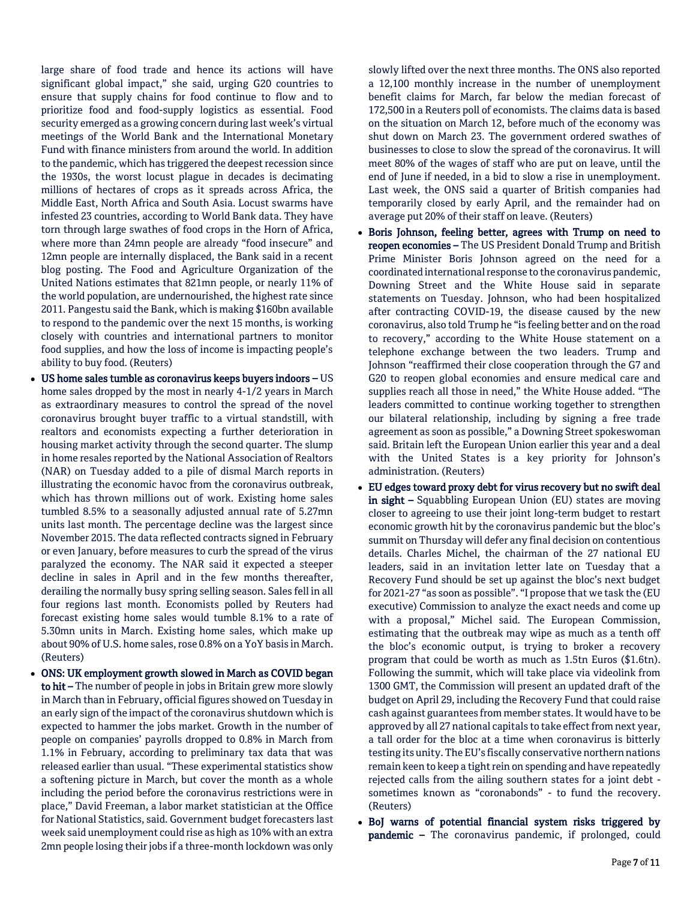large share of food trade and hence its actions will have significant global impact," she said, urging G20 countries to ensure that supply chains for food continue to flow and to prioritize food and food-supply logistics as essential. Food security emerged as a growing concern during last week's virtual meetings of the World Bank and the International Monetary Fund with finance ministers from around the world. In addition to the pandemic, which has triggered the deepest recession since the 1930s, the worst locust plague in decades is decimating millions of hectares of crops as it spreads across Africa, the Middle East, North Africa and South Asia. Locust swarms have infested 23 countries, according to World Bank data. They have torn through large swathes of food crops in the Horn of Africa, where more than 24mn people are already "food insecure" and 12mn people are internally displaced, the Bank said in a recent blog posting. The Food and Agriculture Organization of the United Nations estimates that 821mn people, or nearly 11% of the world population, are undernourished, the highest rate since 2011. Pangestu said the Bank, which is making $160bn available to respond to the pandemic over the next 15 months, is working closely with countries and international partners to monitor food supplies, and how the loss of income is impacting people's ability to buy food. (Reuters)

- **US home sales tumble as coronavirus keeps buyers indoors –** US home sales dropped by the most in nearly 4-1/2 years in March as extraordinary measures to control the spread of the novel coronavirus brought buyer traffic to a virtual standstill, with realtors and economists expecting a further deterioration in housing market activity through the second quarter. The slump in home resales reported by the National Association of Realtors (NAR) on Tuesday added to a pile of dismal March reports in illustrating the economic havoc from the coronavirus outbreak, which has thrown millions out of work. Existing home sales tumbled 8.5% to a seasonally adjusted annual rate of 5.27mn units last month. The percentage decline was the largest since November 2015. The data reflected contracts signed in February or even January, before measures to curb the spread of the virus paralyzed the economy. The NAR said it expected a steeper decline in sales in April and in the few months thereafter, derailing the normally busy spring selling season. Sales fell in all four regions last month. Economists polled by Reuters had forecast existing home sales would tumble 8.1% to a rate of 5.30mn units in March. Existing home sales, which make up about 90% of U.S. home sales, rose 0.8% on a YoY basis in March. (Reuters)
- **ONS: UK employment growth slowed in March as COVID began to hit –** The number of people in jobs in Britain grew more slowly in March than in February, official figures showed on Tuesday in an early sign of the impact of the coronavirus shutdown which is expected to hammer the jobs market. Growth in the number of people on companies' payrolls dropped to 0.8% in March from 1.1% in February, according to preliminary tax data that was released earlier than usual. "These experimental statistics show a softening picture in March, but cover the month as a whole including the period before the coronavirus restrictions were in place," David Freeman, a labor market statistician at the Office for National Statistics, said. Government budget forecasters last week said unemployment could rise as high as 10% with an extra 2mn people losing their jobs if a three-month lockdown was only slowly lifted over the next three months. The ONS also reported a 12,100 monthly increase in the number of unemployment benefit claims for March, far below the median forecast of 172,500 in a Reuters poll of economists. The claims data is based on the situation on March 12, before much of the economy was shut down on March 23. The government ordered swathes of businesses to close to slow the spread of the coronavirus. It will meet 80% of the wages of staff who are put on leave, until the end of June if needed, in a bid to slow a rise in unemployment. Last week, the ONS said a quarter of British companies had temporarily closed by early April, and the remainder had on average put 20% of their staff on leave. (Reuters)
- **Boris Johnson, feeling better, agrees with Trump on need to reopen economies –** The US President Donald Trump and British Prime Minister Boris Johnson agreed on the need for a coordinated international response to the coronavirus pandemic, Downing Street and the White House said in separate statements on Tuesday. Johnson, who had been hospitalized after contracting COVID-19, the disease caused by the new coronavirus, also told Trump he "is feeling better and on the road to recovery," according to the White House statement on a telephone exchange between the two leaders. Trump and Johnson "reaffirmed their close cooperation through the G7 and G20 to reopen global economies and ensure medical care and supplies reach all those in need," the White House added. "The leaders committed to continue working together to strengthen our bilateral relationship, including by signing a free trade agreement as soon as possible," a Downing Street spokeswoman said. Britain left the European Union earlier this year and a deal with the United States is a key priority for Johnson's administration. (Reuters)
- **EU edges toward proxy debt for virus recovery but no swift deal in sight –** Squabbling European Union (EU) states are moving closer to agreeing to use their joint long-term budget to restart economic growth hit by the coronavirus pandemic but the bloc's summit on Thursday will defer any final decision on contentious details. Charles Michel, the chairman of the 27 national EU leaders, said in an invitation letter late on Tuesday that a Recovery Fund should be set up against the bloc's next budget for 2021-27 "as soon as possible". "I propose that we task the (EU executive) Commission to analyze the exact needs and come up with a proposal," Michel said. The European Commission, estimating that the outbreak may wipe as much as a tenth off the bloc's economic output, is trying to broker a recovery program that could be worth as much as 1.5tn Euros ($1.6tn). Following the summit, which will take place via videolink from 1300 GMT, the Commission will present an updated draft of the budget on April 29, including the Recovery Fund that could raise cash against guarantees from member states. It would have to be approved by all 27 national capitals to take effect from next year, a tall order for the bloc at a time when coronavirus is bitterly testing its unity. The EU's fiscally conservative northern nations remain keen to keep a tight rein on spending and have repeatedly rejected calls from the ailing southern states for a joint debt - sometimes known as "coronabonds" - to fund the recovery. (Reuters)
- **BoJ warns of potential financial system risks triggered by pandemic –** The coronavirus pandemic, if prolonged, could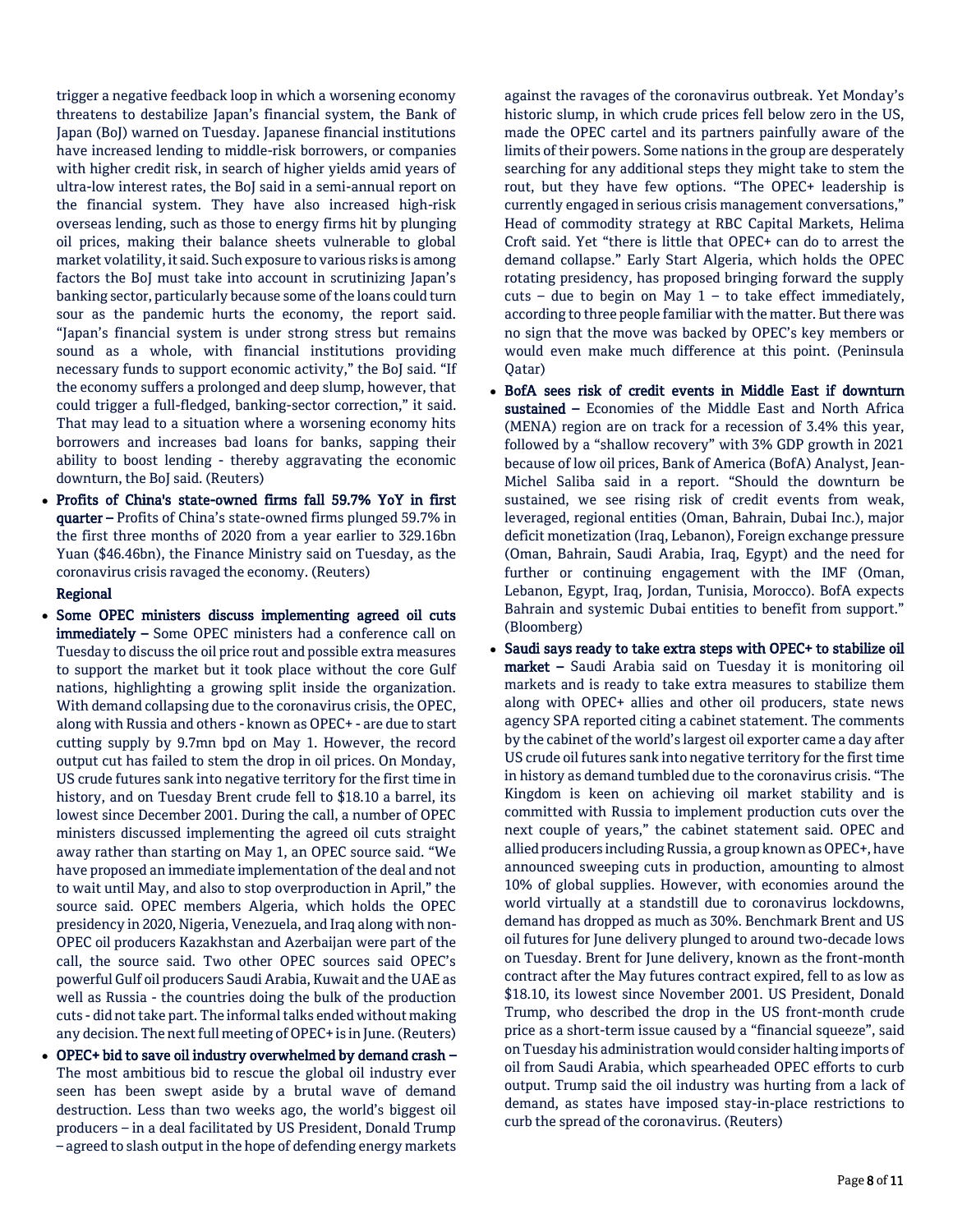trigger a negative feedback loop in which a worsening economy threatens to destabilize Japan's financial system, the Bank of Japan (BoJ) warned on Tuesday. Japanese financial institutions have increased lending to middle-risk borrowers, or companies with higher credit risk, in search of higher yields amid years of ultra-low interest rates, the BoJ said in a semi-annual report on the financial system. They have also increased high-risk overseas lending, such as those to energy firms hit by plunging oil prices, making their balance sheets vulnerable to global market volatility, it said. Such exposure to various risks is among factors the BoJ must take into account in scrutinizing Japan's banking sector, particularly because some of the loans could turn sour as the pandemic hurts the economy, the report said. "Japan's financial system is under strong stress but remains sound as a whole, with financial institutions providing necessary funds to support economic activity," the BoJ said. "If the economy suffers a prolonged and deep slump, however, that could trigger a full-fledged, banking-sector correction," it said. That may lead to a situation where a worsening economy hits borrowers and increases bad loans for banks, sapping their ability to boost lending - thereby aggravating the economic downturn, the BoJ said. (Reuters)

- **Profits of China's state-owned firms fall 59.7% YoY in first quarter –** Profits of China's state-owned firms plunged 59.7% in the first three months of 2020 from a year earlier to 329.16bn Yuan ($46.46bn), the Finance Ministry said on Tuesday, as the coronavirus crisis ravaged the economy. (Reuters)

**Regional**

- **Some OPEC ministers discuss implementing agreed oil cuts immediately –** Some OPEC ministers had a conference call on Tuesday to discuss the oil price rout and possible extra measures to support the market but it took place without the core Gulf nations, highlighting a growing split inside the organization. With demand collapsing due to the coronavirus crisis, the OPEC, along with Russia and others - known as OPEC+ - are due to start cutting supply by 9.7mn bpd on May 1. However, the record output cut has failed to stem the drop in oil prices. On Monday, US crude futures sank into negative territory for the first time in history, and on Tuesday Brent crude fell to $18.10 a barrel, its lowest since December 2001. During the call, a number of OPEC ministers discussed implementing the agreed oil cuts straight away rather than starting on May 1, an OPEC source said. "We have proposed an immediate implementation of the deal and not to wait until May, and also to stop overproduction in April," the source said. OPEC members Algeria, which holds the OPEC presidency in 2020, Nigeria, Venezuela, and Iraq along with non-OPEC oil producers Kazakhstan and Azerbaijan were part of the call, the source said. Two other OPEC sources said OPEC's powerful Gulf oil producers Saudi Arabia, Kuwait and the UAE as well as Russia - the countries doing the bulk of the production cuts - did not take part. The informal talks ended without making any decision. The next full meeting of OPEC+ is in June. (Reuters)
- **OPEC+ bid to save oil industry overwhelmed by demand crash –** The most ambitious bid to rescue the global oil industry ever seen has been swept aside by a brutal wave of demand destruction. Less than two weeks ago, the world's biggest oil producers – in a deal facilitated by US President, Donald Trump – agreed to slash output in the hope of defending energy markets against the ravages of the coronavirus outbreak. Yet Monday's historic slump, in which crude prices fell below zero in the US, made the OPEC cartel and its partners painfully aware of the limits of their powers. Some nations in the group are desperately searching for any additional steps they might take to stem the rout, but they have few options. "The OPEC+ leadership is currently engaged in serious crisis management conversations," Head of commodity strategy at RBC Capital Markets, Helima Croft said. Yet "there is little that OPEC+ can do to arrest the demand collapse." Early Start Algeria, which holds the OPEC rotating presidency, has proposed bringing forward the supply cuts – due to begin on May 1 – to take effect immediately, according to three people familiar with the matter. But there was no sign that the move was backed by OPEC's key members or would even make much difference at this point. (Peninsula Qatar)
- **BofA sees risk of credit events in Middle East if downturn sustained –** Economies of the Middle East and North Africa (MENA) region are on track for a recession of 3.4% this year, followed by a "shallow recovery" with 3% GDP growth in 2021 because of low oil prices, Bank of America (BofA) Analyst, Jean-Michel Saliba said in a report. "Should the downturn be sustained, we see rising risk of credit events from weak, leveraged, regional entities (Oman, Bahrain, Dubai Inc.), major deficit monetization (Iraq, Lebanon), Foreign exchange pressure (Oman, Bahrain, Saudi Arabia, Iraq, Egypt) and the need for further or continuing engagement with the IMF (Oman, Lebanon, Egypt, Iraq, Jordan, Tunisia, Morocco). BofA expects Bahrain and systemic Dubai entities to benefit from support." (Bloomberg)
- **Saudi says ready to take extra steps with OPEC+ to stabilize oil market –** Saudi Arabia said on Tuesday it is monitoring oil markets and is ready to take extra measures to stabilize them along with OPEC+ allies and other oil producers, state news agency SPA reported citing a cabinet statement. The comments by the cabinet of the world's largest oil exporter came a day after US crude oil futures sank into negative territory for the first time in history as demand tumbled due to the coronavirus crisis. "The Kingdom is keen on achieving oil market stability and is committed with Russia to implement production cuts over the next couple of years," the cabinet statement said. OPEC and allied producers including Russia, a group known as OPEC+, have announced sweeping cuts in production, amounting to almost 10% of global supplies. However, with economies around the world virtually at a standstill due to coronavirus lockdowns, demand has dropped as much as 30%. Benchmark Brent and US oil futures for June delivery plunged to around two-decade lows on Tuesday. Brent for June delivery, known as the front-month contract after the May futures contract expired, fell to as low as $18.10, its lowest since November 2001. US President, Donald Trump, who described the drop in the US front-month crude price as a short-term issue caused by a "financial squeeze", said on Tuesday his administration would consider halting imports of oil from Saudi Arabia, which spearheaded OPEC efforts to curb output. Trump said the oil industry was hurting from a lack of demand, as states have imposed stay-in-place restrictions to curb the spread of the coronavirus. (Reuters)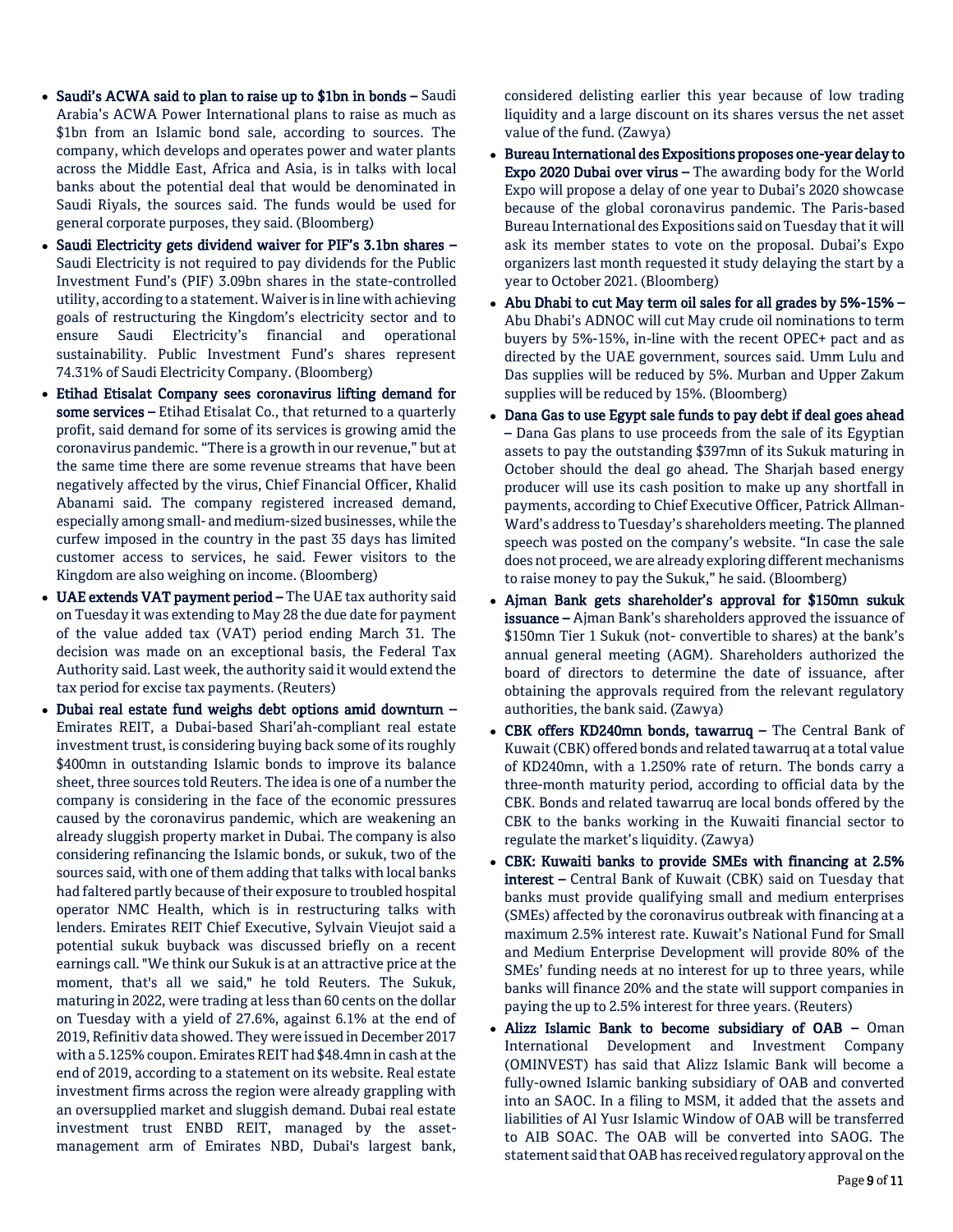- **Saudi's ACWA said to plan to raise up to $1bn in bonds –** Saudi Arabia's ACWA Power International plans to raise as much as $1bn from an Islamic bond sale, according to sources. The company, which develops and operates power and water plants across the Middle East, Africa and Asia, is in talks with local banks about the potential deal that would be denominated in Saudi Riyals, the sources said. The funds would be used for general corporate purposes, they said. (Bloomberg)
- **Saudi Electricity gets dividend waiver for PIF's 3.1bn shares –** Saudi Electricity is not required to pay dividends for the Public Investment Fund's (PIF) 3.09bn shares in the state-controlled utility, according to a statement. Waiver is in line with achieving goals of restructuring the Kingdom's electricity sector and to ensure Saudi Electricity's financial and operational sustainability. Public Investment Fund's shares represent 74.31% of Saudi Electricity Company. (Bloomberg)
- **Etihad Etisalat Company sees coronavirus lifting demand for some services –** Etihad Etisalat Co., that returned to a quarterly profit, said demand for some of its services is growing amid the coronavirus pandemic. "There is a growth in our revenue," but at the same time there are some revenue streams that have been negatively affected by the virus, Chief Financial Officer, Khalid Abanami said. The company registered increased demand, especially among small- and medium-sized businesses, while the curfew imposed in the country in the past 35 days has limited customer access to services, he said. Fewer visitors to the Kingdom are also weighing on income. (Bloomberg)
- **UAE extends VAT payment period –** The UAE tax authority said on Tuesday it was extending to May 28 the due date for payment of the value added tax (VAT) period ending March 31. The decision was made on an exceptional basis, the Federal Tax Authority said. Last week, the authority said it would extend the tax period for excise tax payments. (Reuters)
- **Dubai real estate fund weighs debt options amid downturn –** Emirates REIT, a Dubai-based Shari'ah-compliant real estate investment trust, is considering buying back some of its roughly $400mn in outstanding Islamic bonds to improve its balance sheet, three sources told Reuters. The idea is one of a number the company is considering in the face of the economic pressures caused by the coronavirus pandemic, which are weakening an already sluggish property market in Dubai. The company is also considering refinancing the Islamic bonds, or sukuk, two of the sources said, with one of them adding that talks with local banks had faltered partly because of their exposure to troubled hospital operator NMC Health, which is in restructuring talks with lenders. Emirates REIT Chief Executive, Sylvain Vieujot said a potential sukuk buyback was discussed briefly on a recent earnings call. "We think our Sukuk is at an attractive price at the moment, that's all we said," he told Reuters. The Sukuk, maturing in 2022, were trading at less than 60 cents on the dollar on Tuesday with a yield of 27.6%, against 6.1% at the end of 2019, Refinitiv data showed. They were issued in December 2017 with a 5.125% coupon. Emirates REIT had $48.4mn in cash at the end of 2019, according to a statement on its website. Real estate investment firms across the region were already grappling with an oversupplied market and sluggish demand. Dubai real estate investment trust ENBD REIT, managed by the asset-management arm of Emirates NBD, Dubai's largest bank, considered delisting earlier this year because of low trading liquidity and a large discount on its shares versus the net asset value of the fund. (Zawya)
- **Bureau International des Expositions proposes one-year delay to Expo 2020 Dubai over virus –** The awarding body for the World Expo will propose a delay of one year to Dubai's 2020 showcase because of the global coronavirus pandemic. The Paris-based Bureau International des Expositions said on Tuesday that it will ask its member states to vote on the proposal. Dubai's Expo organizers last month requested it study delaying the start by a year to October 2021. (Bloomberg)
- **Abu Dhabi to cut May term oil sales for all grades by 5%-15% –** Abu Dhabi's ADNOC will cut May crude oil nominations to term buyers by 5%-15%, in-line with the recent OPEC+ pact and as directed by the UAE government, sources said. Umm Lulu and Das supplies will be reduced by 5%. Murban and Upper Zakum supplies will be reduced by 15%. (Bloomberg)
- **Dana Gas to use Egypt sale funds to pay debt if deal goes ahead –** Dana Gas plans to use proceeds from the sale of its Egyptian assets to pay the outstanding $397mn of its Sukuk maturing in October should the deal go ahead. The Sharjah based energy producer will use its cash position to make up any shortfall in payments, according to Chief Executive Officer, Patrick Allman-Ward's address to Tuesday's shareholders meeting. The planned speech was posted on the company's website. "In case the sale does not proceed, we are already exploring different mechanisms to raise money to pay the Sukuk," he said. (Bloomberg)
- **Ajman Bank gets shareholder's approval for $150mn sukuk issuance –** Ajman Bank's shareholders approved the issuance of $150mn Tier 1 Sukuk (not- convertible to shares) at the bank's annual general meeting (AGM). Shareholders authorized the board of directors to determine the date of issuance, after obtaining the approvals required from the relevant regulatory authorities, the bank said. (Zawya)
- **CBK offers KD240mn bonds, tawarruq –** The Central Bank of Kuwait (CBK) offered bonds and related tawarruq at a total value of KD240mn, with a 1.250% rate of return. The bonds carry a three-month maturity period, according to official data by the CBK. Bonds and related tawarruq are local bonds offered by the CBK to the banks working in the Kuwaiti financial sector to regulate the market's liquidity. (Zawya)
- **CBK: Kuwaiti banks to provide SMEs with financing at 2.5% interest –** Central Bank of Kuwait (CBK) said on Tuesday that banks must provide qualifying small and medium enterprises (SMEs) affected by the coronavirus outbreak with financing at a maximum 2.5% interest rate. Kuwait's National Fund for Small and Medium Enterprise Development will provide 80% of the SMEs' funding needs at no interest for up to three years, while banks will finance 20% and the state will support companies in paying the up to 2.5% interest for three years. (Reuters)
- **Alizz Islamic Bank to become subsidiary of OAB –** Oman International Development and Investment Company (OMINVEST) has said that Alizz Islamic Bank will become a fully-owned Islamic banking subsidiary of OAB and converted into an SAOC. In a filing to MSM, it added that the assets and liabilities of Al Yusr Islamic Window of OAB will be transferred to AIB SOAC. The OAB will be converted into SAOG. The statement said that OAB has received regulatory approval on the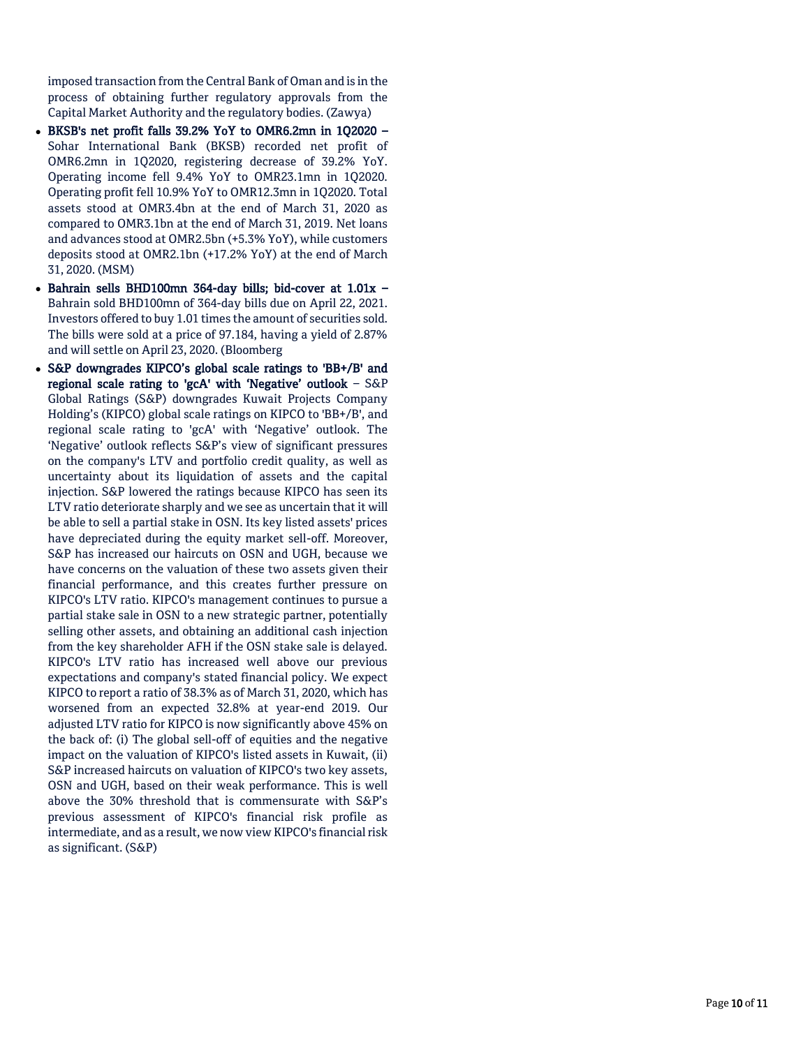imposed transaction from the Central Bank of Oman and is in the process of obtaining further regulatory approvals from the Capital Market Authority and the regulatory bodies. (Zawya)

- **BKSB's net profit falls 39.2% YoY to OMR6.2mn in 1Q2020 –** Sohar International Bank (BKSB) recorded net profit of OMR6.2mn in 1Q2020, registering decrease of 39.2% YoY. Operating income fell 9.4% YoY to OMR23.1mn in 1Q2020. Operating profit fell 10.9% YoY to OMR12.3mn in 1Q2020. Total assets stood at OMR3.4bn at the end of March 31, 2020 as compared to OMR3.1bn at the end of March 31, 2019. Net loans and advances stood at OMR2.5bn (+5.3% YoY), while customers deposits stood at OMR2.1bn (+17.2% YoY) at the end of March 31, 2020. (MSM)
- **Bahrain sells BHD100mn 364-day bills; bid-cover at 1.01x –** Bahrain sold BHD100mn of 364-day bills due on April 22, 2021. Investors offered to buy 1.01 times the amount of securities sold. The bills were sold at a price of 97.184, having a yield of 2.87% and will settle on April 23, 2020. (Bloomberg
- **S&P downgrades KIPCO's global scale ratings to 'BB+/B' and regional scale rating to 'gcA' with 'Negative' outlook** – S&P Global Ratings (S&P) downgrades Kuwait Projects Company Holding's (KIPCO) global scale ratings on KIPCO to 'BB+/B', and regional scale rating to 'gcA' with 'Negative' outlook. The 'Negative' outlook reflects S&P's view of significant pressures on the company's LTV and portfolio credit quality, as well as uncertainty about its liquidation of assets and the capital injection. S&P lowered the ratings because KIPCO has seen its LTV ratio deteriorate sharply and we see as uncertain that it will be able to sell a partial stake in OSN. Its key listed assets' prices have depreciated during the equity market sell-off. Moreover, S&P has increased our haircuts on OSN and UGH, because we have concerns on the valuation of these two assets given their financial performance, and this creates further pressure on KIPCO's LTV ratio. KIPCO's management continues to pursue a partial stake sale in OSN to a new strategic partner, potentially selling other assets, and obtaining an additional cash injection from the key shareholder AFH if the OSN stake sale is delayed. KIPCO's LTV ratio has increased well above our previous expectations and company's stated financial policy. We expect KIPCO to report a ratio of 38.3% as of March 31, 2020, which has worsened from an expected 32.8% at year-end 2019. Our adjusted LTV ratio for KIPCO is now significantly above 45% on the back of: (i) The global sell-off of equities and the negative impact on the valuation of KIPCO's listed assets in Kuwait, (ii) S&P increased haircuts on valuation of KIPCO's two key assets, OSN and UGH, based on their weak performance. This is well above the 30% threshold that is commensurate with S&P's previous assessment of KIPCO's financial risk profile as intermediate, and as a result, we now view KIPCO's financial risk as significant. (S&P)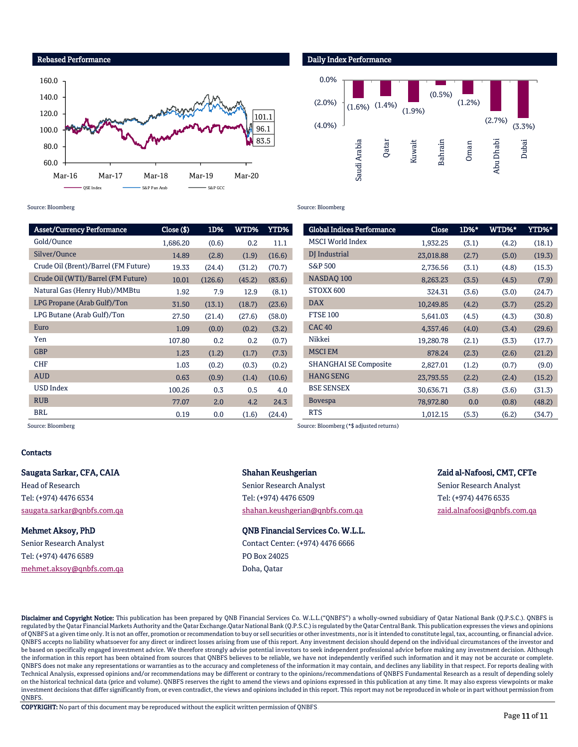**Rebased Performance**

160.0
140.0
120.0
100.0
80.0
60.0

Mar-16 Mar-17 Mar-18 Mar-19 Mar-20

101.1
96.1
83.5

QSE Index S&P Pan Arab S&P GCC

Source: Bloomberg

**Daily Index Performance**

0.0%
(2.0%)
(4.0%)

(1.6%) (1.4%) (1.9%) (0.5%) (1.2%) (2.7%) (3.3%)

Saudi Arabia Qatar Kuwait Bahrain Oman Abu Dhabi Dubai

Source: Bloomberg

| Asset/Currency Performance | Close ($) | 1D% | WTD% | YTD% |
|---|---|---|---|---|
| Gold/Ounce | 1,686.20 | (0.6) | 0.2 | 11.1 |
| Silver/Ounce | 14.89 | (2.8) | (1.9) | (16.6) |
| Crude Oil (Brent)/Barrel (FM Future) | 19.33 | (24.4) | (31.2) | (70.7) |
| Crude Oil (WTI)/Barrel (FM Future) | 10.01 | (126.6) | (45.2) | (83.6) |
| Natural Gas (Henry Hub)/MMBtu | 1.92 | 7.9 | 12.9 | (8.1) |
| LPG Propane (Arab Gulf)/Ton | 31.50 | (13.1) | (18.7) | (23.6) |
| LPG Butane (Arab Gulf)/Ton | 27.50 | (21.4) | (27.6) | (58.0) |
| Euro | 1.09 | (0.0) | (0.2) | (3.2) |
| Yen | 107.80 | 0.2 | 0.2 | (0.7) |
| GBP | 1.23 | (1.2) | (1.7) | (7.3) |
| CHF | 1.03 | (0.2) | (0.3) | (0.2) |
| AUD | 0.63 | (0.9) | (1.4) | (10.6) |
| USD Index | 100.26 | 0.3 | 0.5 | 4.0 |
| RUB | 77.07 | 2.0 | 4.2 | 24.3 |
| BRL | 0.19 | 0.0 | (1.6) | (24.4) |

Source: Bloomberg

| Global Indices Performance | Close | 1D%* | WTD%* | YTD%* |
|---|---|---|---|---|
| MSCI World Index | 1,932.25 | (3.1) | (4.2) | (18.1) |
| DJ Industrial | 23,018.88 | (2.7) | (5.0) | (19.3) |
| S&P 500 | 2,736.56 | (3.1) | (4.8) | (15.3) |
| NASDAQ 100 | 8,263.23 | (3.5) | (4.5) | (7.9) |
| STOXX 600 | 324.31 | (3.6) | (3.0) | (24.7) |
| DAX | 10,249.85 | (4.2) | (3.7) | (25.2) |
| FTSE 100 | 5,641.03 | (4.5) | (4.3) | (30.8) |
| CAC 40 | 4,357.46 | (4.0) | (3.4) | (29.6) |
| Nikkei | 19,280.78 | (2.1) | (3.3) | (17.7) |
| MSCI EM | 878.24 | (2.3) | (2.6) | (21.2) |
| SHANGHAI SE Composite | 2,827.01 | (1.2) | (0.7) | (9.0) |
| HANG SENG | 23,793.55 | (2.2) | (2.4) | (15.2) |
| BSE SENSEX | 30,636.71 | (3.8) | (3.6) | (31.3) |
| Bovespa | 78,972.80 | 0.0 | (0.8) | (48.2) |
| RTS | 1,012.15 | (5.3) | (6.2) | (34.7) |

Source: Bloomberg (*$ adjusted returns)

## Contacts

**Saugata Sarkar, CFA, CAIA**
Head of Research
Tel: (+974) 4476 6534
saugata.sarkar@qnbfs.com.qa

**Shahan Keushgerian**
Senior Research Analyst
Tel: (+974) 4476 6509
shahan.keushgerian@qnbfs.com.qa

**Zaid al-Nafoosi, CMT, CFTe**
Senior Research Analyst
Tel: (+974) 4476 6535
zaid.alnafoosi@qnbfs.com.qa

**Mehmet Aksoy, PhD**
Senior Research Analyst
Tel: (+974) 4476 6589
mehmet.aksoy@qnbfs.com.qa

**QNB Financial Services Co. W.L.L.**
Contact Center: (+974) 4476 6666
PO Box 24025
Doha, Qatar

**Disclaimer and Copyright Notice:** This publication has been prepared by QNB Financial Services Co. W.L.L.("QNBFS") a wholly-owned subsidiary of Qatar National Bank (Q.P.S.C.). QNBFS is regulated by the Qatar Financial Markets Authority and the Qatar Exchange. Qatar National Bank (Q.P.S.C.) is regulated by the Qatar Central Bank. This publication expresses the views and opinions of QNBFS at a given time only. It is not an offer, promotion or recommendation to buy or sell securities or other investments, nor is it intended to constitute legal, tax, accounting, or financial advice. QNBFS accepts no liability whatsoever for any direct or indirect losses arising from use of this report. Any investment decision should depend on the individual circumstances of the investor and be based on specifically engaged investment advice. We therefore strongly advise potential investors to seek independent professional advice before making any investment decision. Although the information in this report has been obtained from sources that QNBFS believes to be reliable, we have not independently verified such information and it may not be accurate or complete. QNBFS does not make any representations or warranties as to the accuracy and completeness of the information it may contain, and declines any liability in that respect. For reports dealing with Technical Analysis, expressed opinions and/or recommendations may be different or contrary to the opinions/recommendations of QNBFS Fundamental Research as a result of depending solely on the historical technical data (price and volume). QNBFS reserves the right to amend the views and opinions expressed in this publication at any time. It may also express viewpoints or make investment decisions that differ significantly from, or even contradict, the views and opinions included in this report. This report may not be reproduced in whole or in part without permission from QNBFS.

**COPYRIGHT:** No part of this document may be reproduced without the explicit written permission of QNBFS